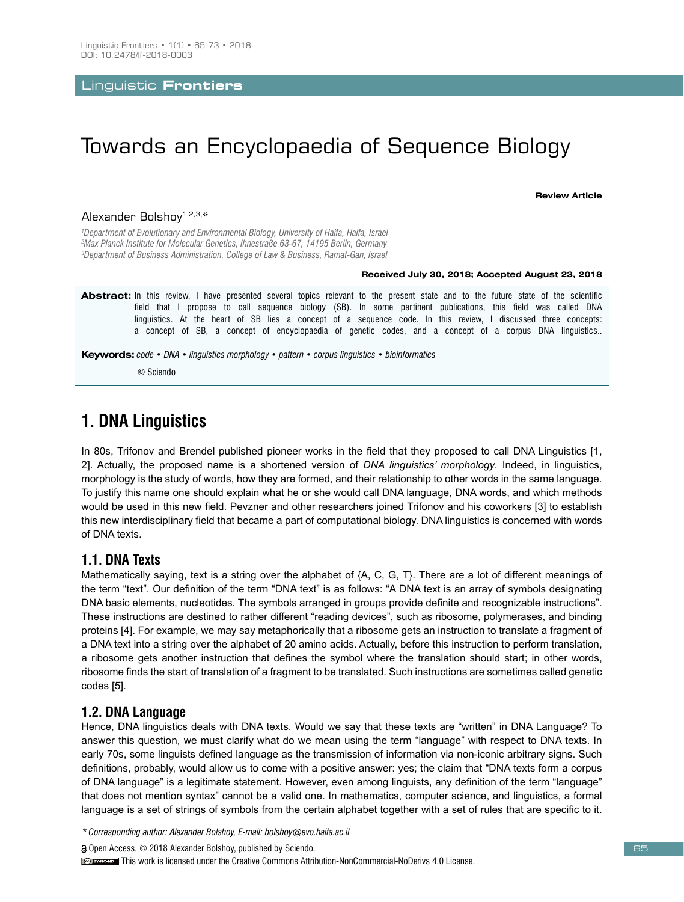Linguistic Frontiers

# Towards an Encyclopaedia of Sequence Biology

**Review Article**

Alexander Bolshoy[1,2,3,*]

[1]Department of Evolutionary and Environmental Biology, University of Haifa, Haifa, Israel
[2]Max Planck Institute for Molecular Genetics, Ihnestraße 63-67, 14195 Berlin, Germany
[3]Department of Business Administration, College of Law & Business, Ramat-Gan, Israel

**Received July 30, 2018; Accepted August 23, 2018**

**Abstract:** In this review, I have presented several topics relevant to the present state and to the future state of the scientific field that I propose to call sequence biology (SB). In some pertinent publications, this field was called DNA linguistics. At the heart of SB lies a concept of a sequence code. In this review, I discussed three concepts: a concept of SB, a concept of encyclopaedia of genetic codes, and a concept of a corpus DNA linguistics..

**Keywords:** *code • DNA • linguistics morphology • pattern • corpus linguistics • bioinformatics*

© Sciendo

## 1. DNA Linguistics

In 80s, Trifonov and Brendel published pioneer works in the field that they proposed to call DNA Linguistics [1, 2]. Actually, the proposed name is a shortened version of *DNA linguistics' morphology*. Indeed, in linguistics, morphology is the study of words, how they are formed, and their relationship to other words in the same language. To justify this name one should explain what he or she would call DNA language, DNA words, and which methods would be used in this new field. Pevzner and other researchers joined Trifonov and his coworkers [3] to establish this new interdisciplinary field that became a part of computational biology. DNA linguistics is concerned with words of DNA texts.

### 1.1. DNA Texts

Mathematically saying, text is a string over the alphabet of {A, C, G, T}. There are a lot of different meanings of the term "text". Our definition of the term "DNA text" is as follows: "A DNA text is an array of symbols designating DNA basic elements, nucleotides. The symbols arranged in groups provide definite and recognizable instructions". These instructions are destined to rather different "reading devices", such as ribosome, polymerases, and binding proteins [4]. For example, we may say metaphorically that a ribosome gets an instruction to translate a fragment of a DNA text into a string over the alphabet of 20 amino acids. Actually, before this instruction to perform translation, a ribosome gets another instruction that defines the symbol where the translation should start; in other words, ribosome finds the start of translation of a fragment to be translated. Such instructions are sometimes called genetic codes [5].

### 1.2. DNA Language

Hence, DNA linguistics deals with DNA texts. Would we say that these texts are "written" in DNA Language? To answer this question, we must clarify what do we mean using the term "language" with respect to DNA texts. In early 70s, some linguists defined language as the transmission of information via non-iconic arbitrary signs. Such definitions, probably, would allow us to come with a positive answer: yes; the claim that "DNA texts form a corpus of DNA language" is a legitimate statement. However, even among linguists, any definition of the term "language" that does not mention syntax" cannot be a valid one. In mathematics, computer science, and linguistics, a formal language is a set of strings of symbols from the certain alphabet together with a set of rules that are specific to it.

*\* Corresponding author: Alexander Bolshoy, E-mail: bolshoy@evo.haifa.ac.il*

Open Access. © 2018 Alexander Bolshoy, published by Sciendo.
This work is licensed under the Creative Commons Attribution-NonCommercial-NoDerivs 4.0 License.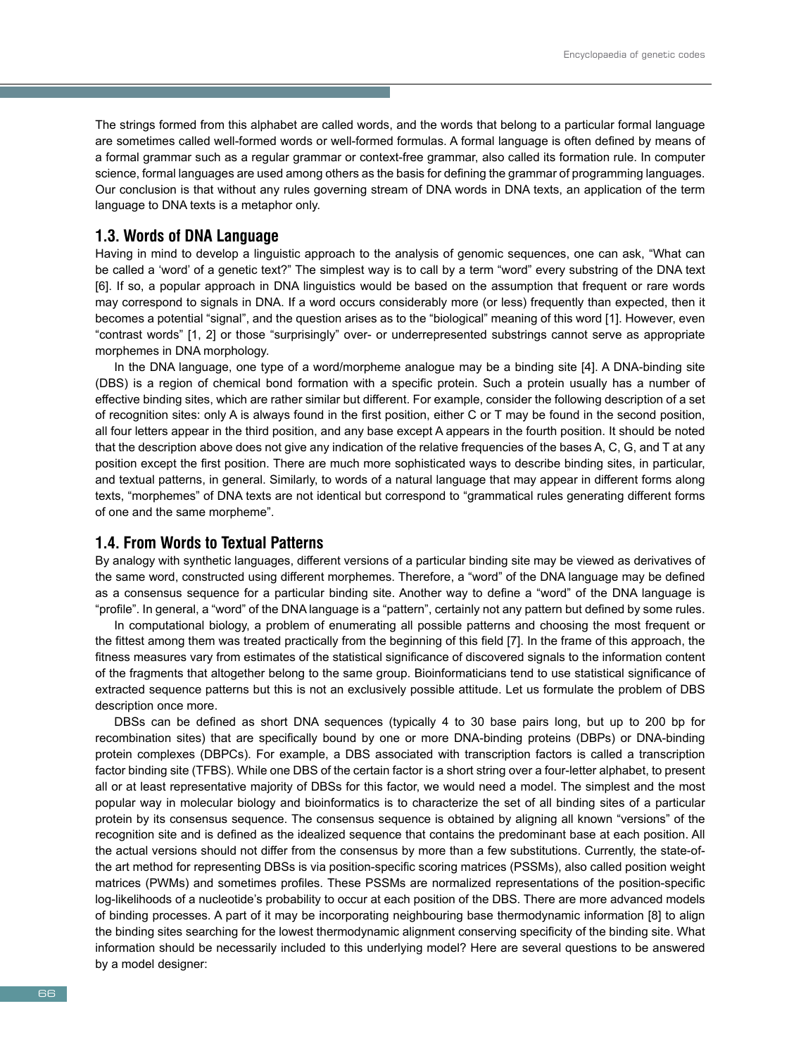The strings formed from this alphabet are called words, and the words that belong to a particular formal language are sometimes called well-formed words or well-formed formulas. A formal language is often defined by means of a formal grammar such as a regular grammar or context-free grammar, also called its formation rule. In computer science, formal languages are used among others as the basis for defining the grammar of programming languages. Our conclusion is that without any rules governing stream of DNA words in DNA texts, an application of the term language to DNA texts is a metaphor only.

## 1.3. Words of DNA Language

Having in mind to develop a linguistic approach to the analysis of genomic sequences, one can ask, "What can be called a 'word' of a genetic text?" The simplest way is to call by a term "word" every substring of the DNA text [6]. If so, a popular approach in DNA linguistics would be based on the assumption that frequent or rare words may correspond to signals in DNA. If a word occurs considerably more (or less) frequently than expected, then it becomes a potential "signal", and the question arises as to the "biological" meaning of this word [1]. However, even "contrast words" [1, 2] or those "surprisingly" over- or underrepresented substrings cannot serve as appropriate morphemes in DNA morphology.

In the DNA language, one type of a word/morpheme analogue may be a binding site [4]. A DNA-binding site (DBS) is a region of chemical bond formation with a specific protein. Such a protein usually has a number of effective binding sites, which are rather similar but different. For example, consider the following description of a set of recognition sites: only A is always found in the first position, either C or T may be found in the second position, all four letters appear in the third position, and any base except A appears in the fourth position. It should be noted that the description above does not give any indication of the relative frequencies of the bases A, C, G, and T at any position except the first position. There are much more sophisticated ways to describe binding sites, in particular, and textual patterns, in general. Similarly, to words of a natural language that may appear in different forms along texts, "morphemes" of DNA texts are not identical but correspond to "grammatical rules generating different forms of one and the same morpheme".

## 1.4. From Words to Textual Patterns

By analogy with synthetic languages, different versions of a particular binding site may be viewed as derivatives of the same word, constructed using different morphemes. Therefore, a "word" of the DNA language may be defined as a consensus sequence for a particular binding site. Another way to define a "word" of the DNA language is "profile". In general, a "word" of the DNA language is a "pattern", certainly not any pattern but defined by some rules.

In computational biology, a problem of enumerating all possible patterns and choosing the most frequent or the fittest among them was treated practically from the beginning of this field [7]. In the frame of this approach, the fitness measures vary from estimates of the statistical significance of discovered signals to the information content of the fragments that altogether belong to the same group. Bioinformaticians tend to use statistical significance of extracted sequence patterns but this is not an exclusively possible attitude. Let us formulate the problem of DBS description once more.

DBSs can be defined as short DNA sequences (typically 4 to 30 base pairs long, but up to 200 bp for recombination sites) that are specifically bound by one or more DNA-binding proteins (DBPs) or DNA-binding protein complexes (DBPCs). For example, a DBS associated with transcription factors is called a transcription factor binding site (TFBS). While one DBS of the certain factor is a short string over a four-letter alphabet, to present all or at least representative majority of DBSs for this factor, we would need a model. The simplest and the most popular way in molecular biology and bioinformatics is to characterize the set of all binding sites of a particular protein by its consensus sequence. The consensus sequence is obtained by aligning all known "versions" of the recognition site and is defined as the idealized sequence that contains the predominant base at each position. All the actual versions should not differ from the consensus by more than a few substitutions. Currently, the state-of-the art method for representing DBSs is via position-specific scoring matrices (PSSMs), also called position weight matrices (PWMs) and sometimes profiles. These PSSMs are normalized representations of the position-specific log-likelihoods of a nucleotide's probability to occur at each position of the DBS. There are more advanced models of binding processes. A part of it may be incorporating neighbouring base thermodynamic information [8] to align the binding sites searching for the lowest thermodynamic alignment conserving specificity of the binding site. What information should be necessarily included to this underlying model? Here are several questions to be answered by a model designer: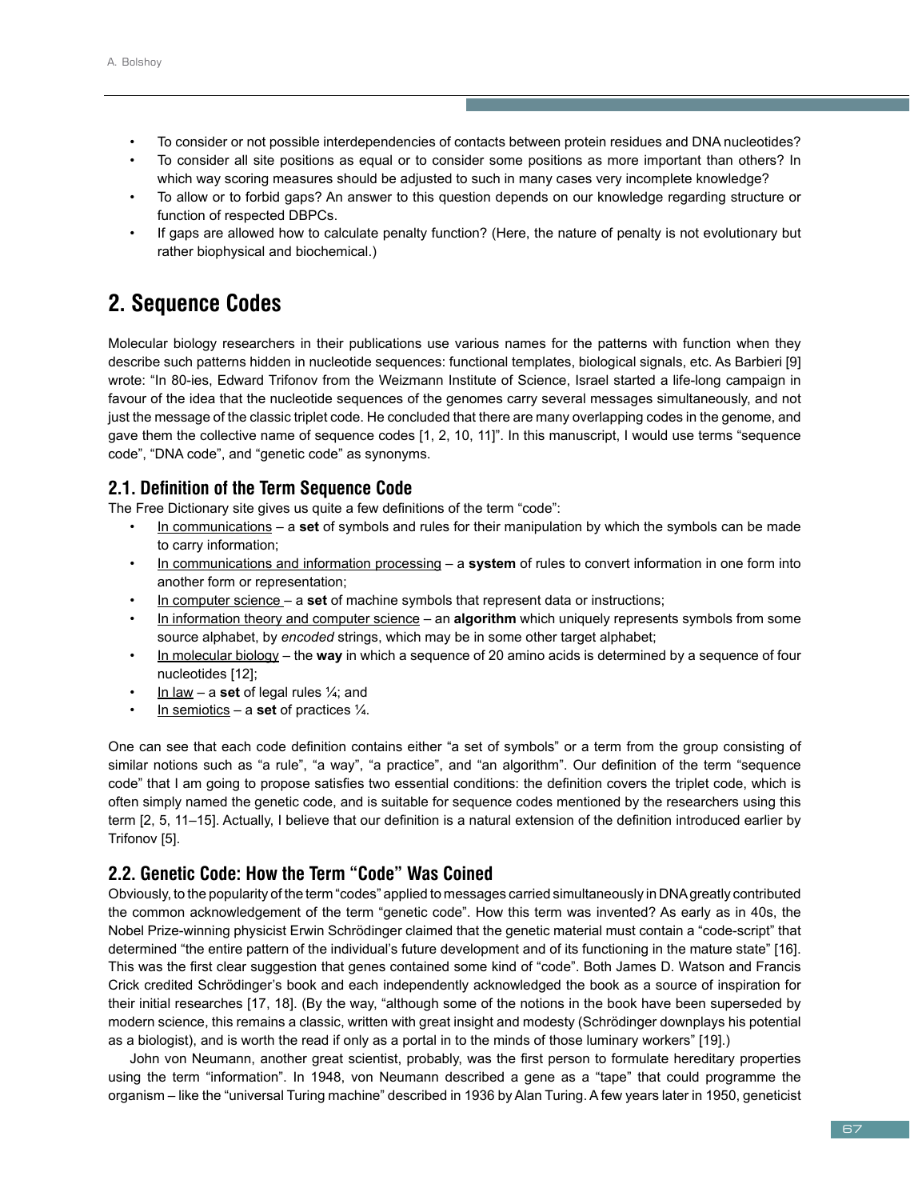- To consider or not possible interdependencies of contacts between protein residues and DNA nucleotides?
- To consider all site positions as equal or to consider some positions as more important than others? In which way scoring measures should be adjusted to such in many cases very incomplete knowledge?
- To allow or to forbid gaps? An answer to this question depends on our knowledge regarding structure or function of respected DBPCs.
- If gaps are allowed how to calculate penalty function? (Here, the nature of penalty is not evolutionary but rather biophysical and biochemical.)

## 2. Sequence Codes

Molecular biology researchers in their publications use various names for the patterns with function when they describe such patterns hidden in nucleotide sequences: functional templates, biological signals, etc. As Barbieri [9] wrote: "In 80-ies, Edward Trifonov from the Weizmann Institute of Science, Israel started a life-long campaign in favour of the idea that the nucleotide sequences of the genomes carry several messages simultaneously, and not just the message of the classic triplet code. He concluded that there are many overlapping codes in the genome, and gave them the collective name of sequence codes [1, 2, 10, 11]". In this manuscript, I would use terms "sequence code", "DNA code", and "genetic code" as synonyms.

### 2.1. Definition of the Term Sequence Code

The Free Dictionary site gives us quite a few definitions of the term "code":

- In communications – a **set** of symbols and rules for their manipulation by which the symbols can be made to carry information;
- In communications and information processing – a **system** of rules to convert information in one form into another form or representation;
- In computer science – a **set** of machine symbols that represent data or instructions;
- In information theory and computer science – an **algorithm** which uniquely represents symbols from some source alphabet, by *encoded* strings, which may be in some other target alphabet;
- In molecular biology – the **way** in which a sequence of 20 amino acids is determined by a sequence of four nucleotides [12];
- In law – a **set** of legal rules ¼; and
- In semiotics – a **set** of practices ¼.

One can see that each code definition contains either "a set of symbols" or a term from the group consisting of similar notions such as "a rule", "a way", "a practice", and "an algorithm". Our definition of the term "sequence code" that I am going to propose satisfies two essential conditions: the definition covers the triplet code, which is often simply named the genetic code, and is suitable for sequence codes mentioned by the researchers using this term [2, 5, 11–15]. Actually, I believe that our definition is a natural extension of the definition introduced earlier by Trifonov [5].

### 2.2. Genetic Code: How the Term "Code" Was Coined

Obviously, to the popularity of the term "codes" applied to messages carried simultaneously in DNA greatly contributed the common acknowledgement of the term "genetic code". How this term was invented? As early as in 40s, the Nobel Prize-winning physicist Erwin Schrödinger claimed that the genetic material must contain a "code-script" that determined "the entire pattern of the individual's future development and of its functioning in the mature state" [16]. This was the first clear suggestion that genes contained some kind of "code". Both James D. Watson and Francis Crick credited Schrödinger's book and each independently acknowledged the book as a source of inspiration for their initial researches [17, 18]. (By the way, "although some of the notions in the book have been superseded by modern science, this remains a classic, written with great insight and modesty (Schrödinger downplays his potential as a biologist), and is worth the read if only as a portal in to the minds of those luminary workers" [19].)

John von Neumann, another great scientist, probably, was the first person to formulate hereditary properties using the term "information". In 1948, von Neumann described a gene as a "tape" that could programme the organism – like the "universal Turing machine" described in 1936 by Alan Turing. A few years later in 1950, geneticist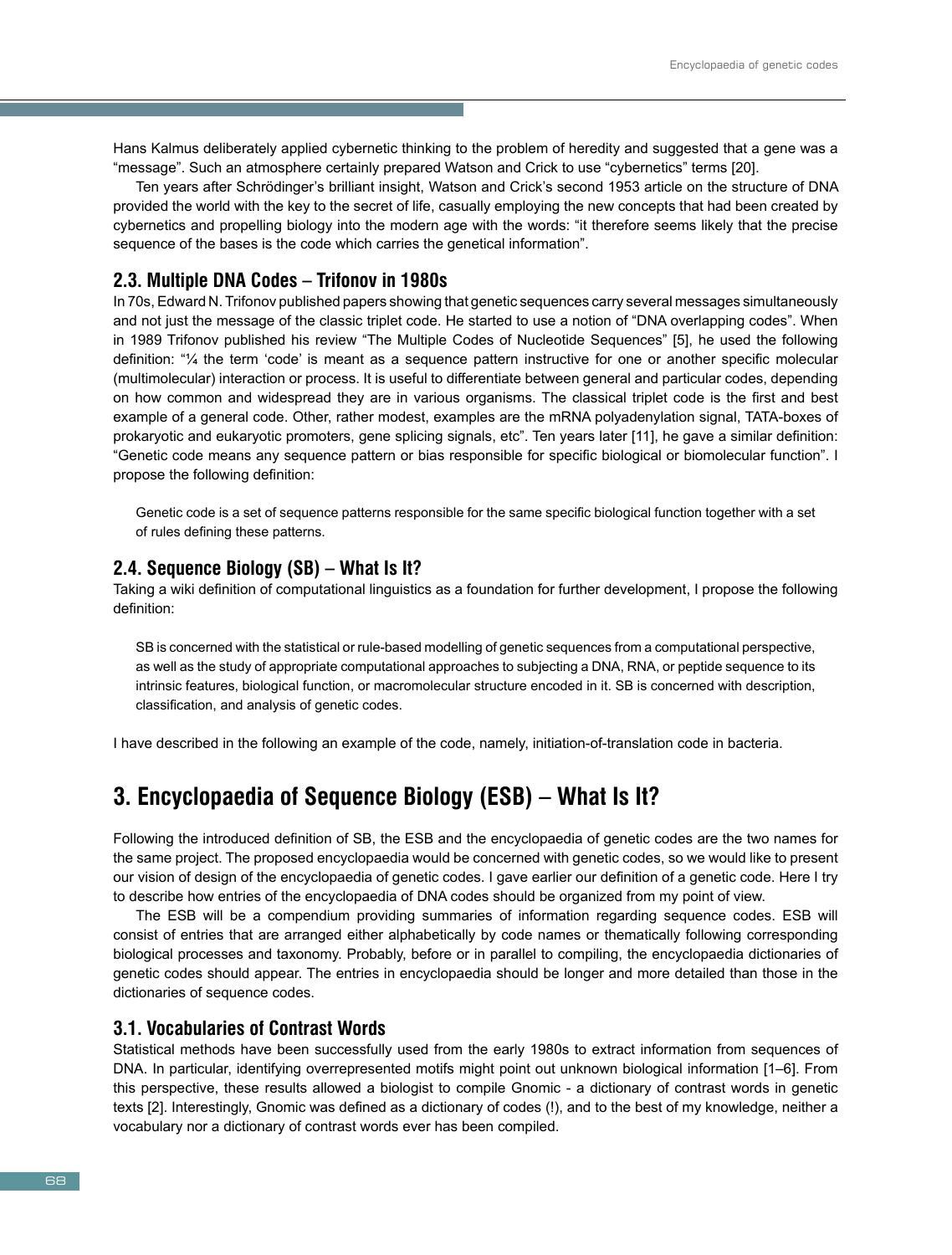Hans Kalmus deliberately applied cybernetic thinking to the problem of heredity and suggested that a gene was a "message". Such an atmosphere certainly prepared Watson and Crick to use "cybernetics" terms [20].

Ten years after Schrödinger's brilliant insight, Watson and Crick's second 1953 article on the structure of DNA provided the world with the key to the secret of life, casually employing the new concepts that had been created by cybernetics and propelling biology into the modern age with the words: "it therefore seems likely that the precise sequence of the bases is the code which carries the genetical information".

## 2.3. Multiple DNA Codes – Trifonov in 1980s

In 70s, Edward N. Trifonov published papers showing that genetic sequences carry several messages simultaneously and not just the message of the classic triplet code. He started to use a notion of "DNA overlapping codes". When in 1989 Trifonov published his review "The Multiple Codes of Nucleotide Sequences" [5], he used the following definition: "¼ the term 'code' is meant as a sequence pattern instructive for one or another specific molecular (multimolecular) interaction or process. It is useful to differentiate between general and particular codes, depending on how common and widespread they are in various organisms. The classical triplet code is the first and best example of a general code. Other, rather modest, examples are the mRNA polyadenylation signal, TATA-boxes of prokaryotic and eukaryotic promoters, gene splicing signals, etc". Ten years later [11], he gave a similar definition: "Genetic code means any sequence pattern or bias responsible for specific biological or biomolecular function". I propose the following definition:

> Genetic code is a set of sequence patterns responsible for the same specific biological function together with a set of rules defining these patterns.

## 2.4. Sequence Biology (SB) – What Is It?

Taking a wiki definition of computational linguistics as a foundation for further development, I propose the following definition:

> SB is concerned with the statistical or rule-based modelling of genetic sequences from a computational perspective, as well as the study of appropriate computational approaches to subjecting a DNA, RNA, or peptide sequence to its intrinsic features, biological function, or macromolecular structure encoded in it. SB is concerned with description, classification, and analysis of genetic codes.

I have described in the following an example of the code, namely, initiation-of-translation code in bacteria.

# 3. Encyclopaedia of Sequence Biology (ESB) – What Is It?

Following the introduced definition of SB, the ESB and the encyclopaedia of genetic codes are the two names for the same project. The proposed encyclopaedia would be concerned with genetic codes, so we would like to present our vision of design of the encyclopaedia of genetic codes. I gave earlier our definition of a genetic code. Here I try to describe how entries of the encyclopaedia of DNA codes should be organized from my point of view.

The ESB will be a compendium providing summaries of information regarding sequence codes. ESB will consist of entries that are arranged either alphabetically by code names or thematically following corresponding biological processes and taxonomy. Probably, before or in parallel to compiling, the encyclopaedia dictionaries of genetic codes should appear. The entries in encyclopaedia should be longer and more detailed than those in the dictionaries of sequence codes.

## 3.1. Vocabularies of Contrast Words

Statistical methods have been successfully used from the early 1980s to extract information from sequences of DNA. In particular, identifying overrepresented motifs might point out unknown biological information [1–6]. From this perspective, these results allowed a biologist to compile Gnomic - a dictionary of contrast words in genetic texts [2]. Interestingly, Gnomic was defined as a dictionary of codes (!), and to the best of my knowledge, neither a vocabulary nor a dictionary of contrast words ever has been compiled.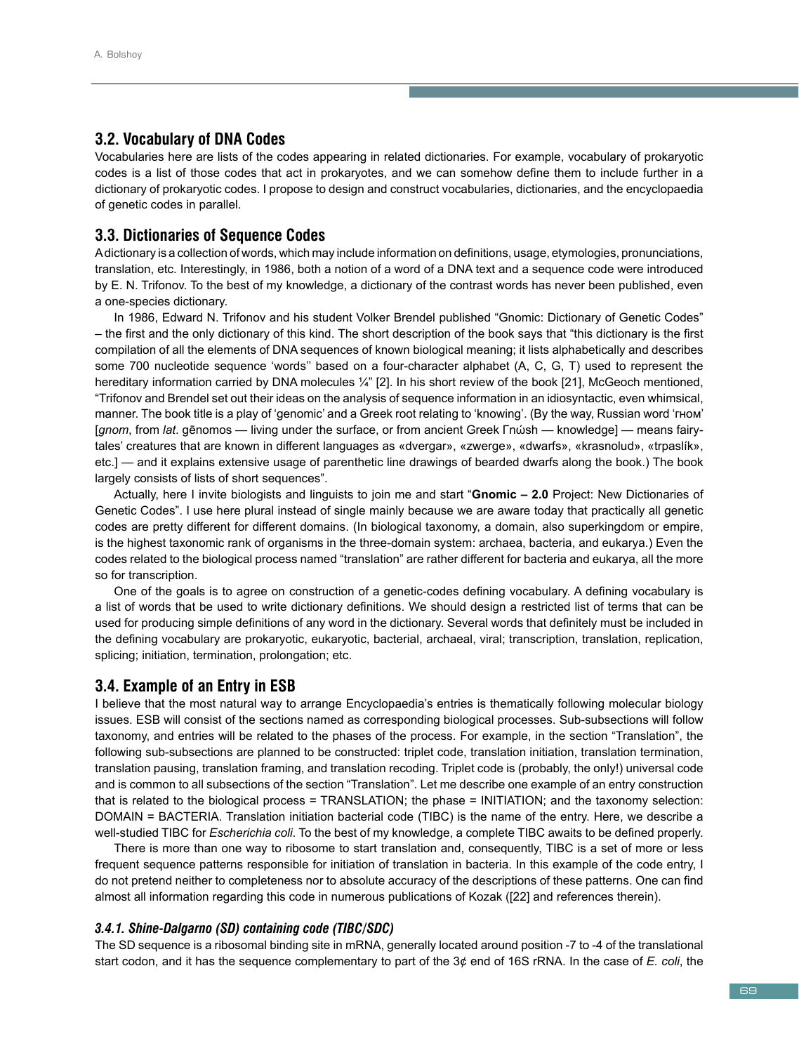## 3.2. Vocabulary of DNA Codes

Vocabularies here are lists of the codes appearing in related dictionaries. For example, vocabulary of prokaryotic codes is a list of those codes that act in prokaryotes, and we can somehow define them to include further in a dictionary of prokaryotic codes. I propose to design and construct vocabularies, dictionaries, and the encyclopaedia of genetic codes in parallel.

## 3.3. Dictionaries of Sequence Codes

A dictionary is a collection of words, which may include information on definitions, usage, etymologies, pronunciations, translation, etc. Interestingly, in 1986, both a notion of a word of a DNA text and a sequence code were introduced by E. N. Trifonov. To the best of my knowledge, a dictionary of the contrast words has never been published, even a one-species dictionary.

In 1986, Edward N. Trifonov and his student Volker Brendel published "Gnomic: Dictionary of Genetic Codes" – the first and the only dictionary of this kind. The short description of the book says that "this dictionary is the first compilation of all the elements of DNA sequences of known biological meaning; it lists alphabetically and describes some 700 nucleotide sequence 'words'' based on a four-character alphabet (A, C, G, T) used to represent the hereditary information carried by DNA molecules ¼" [2]. In his short review of the book [21], McGeoch mentioned, "Trifonov and Brendel set out their ideas on the analysis of sequence information in an idiosyntactic, even whimsical, manner. The book title is a play of 'genomic' and a Greek root relating to 'knowing'. (By the way, Russian word 'гном' [*gnom*, from *lat*. gēnomos — living under the surface, or from ancient Greek Γνώsh — knowledge] — means fairy-tales' creatures that are known in different languages as «dvergar», «zwerge», «dwarfs», «krasnolud», «trpaslík», etc.] — and it explains extensive usage of parenthetic line drawings of bearded dwarfs along the book.) The book largely consists of lists of short sequences".

Actually, here I invite biologists and linguists to join me and start "**Gnomic – 2.0** Project: New Dictionaries of Genetic Codes". I use here plural instead of single mainly because we are aware today that practically all genetic codes are pretty different for different domains. (In biological taxonomy, a domain, also superkingdom or empire, is the highest taxonomic rank of organisms in the three-domain system: archaea, bacteria, and eukarya.) Even the codes related to the biological process named "translation" are rather different for bacteria and eukarya, all the more so for transcription.

One of the goals is to agree on construction of a genetic-codes defining vocabulary. A defining vocabulary is a list of words that be used to write dictionary definitions. We should design a restricted list of terms that can be used for producing simple definitions of any word in the dictionary. Several words that definitely must be included in the defining vocabulary are prokaryotic, eukaryotic, bacterial, archaeal, viral; transcription, translation, replication, splicing; initiation, termination, prolongation; etc.

## 3.4. Example of an Entry in ESB

I believe that the most natural way to arrange Encyclopaedia's entries is thematically following molecular biology issues. ESB will consist of the sections named as corresponding biological processes. Sub-subsections will follow taxonomy, and entries will be related to the phases of the process. For example, in the section "Translation", the following sub-subsections are planned to be constructed: triplet code, translation initiation, translation termination, translation pausing, translation framing, and translation recoding. Triplet code is (probaly, the only!) universal code and is common to all subsections of the section "Translation". Let me describe one example of an entry construction that is related to the biological process = TRANSLATION; the phase = INITIATION; and the taxonomy selection: DOMAIN = BACTERIA. Translation initiation bacterial code (TIBC) is the name of the entry. Here, we describe a well-studied TIBC for *Escherichia coli*. To the best of my knowledge, a complete TIBC awaits to be defined properly.

There is more than one way to ribosome to start translation and, consequently, TIBC is a set of more or less frequent sequence patterns responsible for initiation of translation in bacteria. In this example of the code entry, I do not pretend neither to completeness nor to absolute accuracy of the descriptions of these patterns. One can find almost all information regarding this code in numerous publications of Kozak ([22] and references therein).

### *3.4.1. Shine-Dalgarno (SD) containing code (TIBC/SDC)*

The SD sequence is a ribosomal binding site in mRNA, generally located around position -7 to -4 of the translational start codon, and it has the sequence complementary to part of the 3¢ end of 16S rRNA. In the case of *E. coli*, the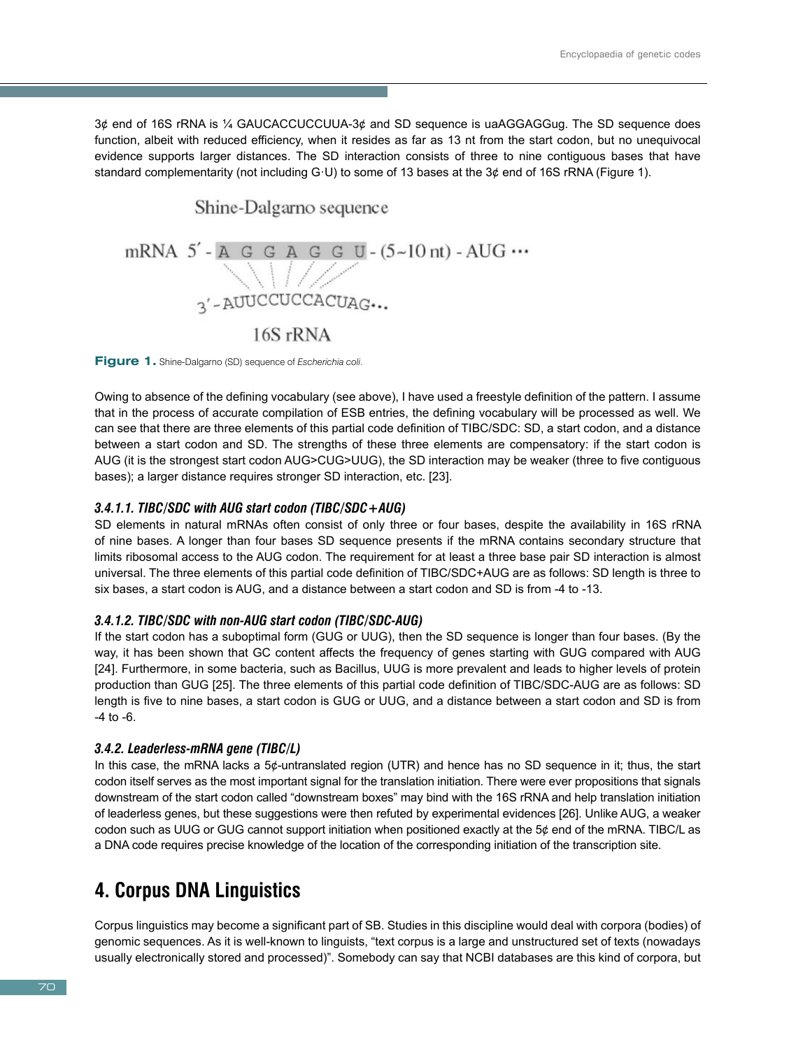3¢ end of 16S rRNA is ¼ GAUCACCUCCUUA-3¢ and SD sequence is uaAGGAGGug. The SD sequence does function, albeit with reduced efficiency, when it resides as far as 13 nt from the start codon, but no unequivocal evidence supports larger distances. The SD interaction consists of three to nine contiguous bases that have standard complementarity (not including G·U) to some of 13 bases at the 3¢ end of 16S rRNA (Figure 1).

Shine-Dalgarno sequence

mRNA 5′ - A G G A G G U - (5~10 nt) - AUG ···

3′ - AUUCCUCCACUAG···

16S rRNA

**Figure 1.** Shine-Dalgarno (SD) sequence of *Escherichia coli*.

Owing to absence of the defining vocabulary (see above), I have used a freestyle definition of the pattern. I assume that in the process of accurate compilation of ESB entries, the defining vocabulary will be processed as well. We can see that there are three elements of this partial code definition of TIBC/SDC: SD, a start codon, and a distance between a start codon and SD. The strengths of these three elements are compensatory: if the start codon is AUG (it is the strongest start codon AUG>CUG>UUG), the SD interaction may be weaker (three to five contiguous bases); a larger distance requires stronger SD interaction, etc. [23].

### 3.4.1.1. TIBC/SDC with AUG start codon (TIBC/SDC+AUG)

SD elements in natural mRNAs often consist of only three or four bases, despite the availability in 16S rRNA of nine bases. A longer than four bases SD sequence presents if the mRNA contains secondary structure that limits ribosomal access to the AUG codon. The requirement for at least a three base pair SD interaction is almost universal. The three elements of this partial code definition of TIBC/SDC+AUG are as follows: SD length is three to six bases, a start codon is AUG, and a distance between a start codon and SD is from -4 to -13.

### 3.4.1.2. TIBC/SDC with non-AUG start codon (TIBC/SDC-AUG)

If the start codon has a suboptimal form (GUG or UUG), then the SD sequence is longer than four bases. (By the way, it has been shown that GC content affects the frequency of genes starting with GUG compared with AUG [24]. Furthermore, in some bacteria, such as Bacillus, UUG is more prevalent and leads to higher levels of protein production than GUG [25]. The three elements of this partial code definition of TIBC/SDC-AUG are as follows: SD length is five to nine bases, a start codon is GUG or UUG, and a distance between a start codon and SD is from -4 to -6.

### 3.4.2. Leaderless-mRNA gene (TIBC/L)

In this case, the mRNA lacks a 5¢-untranslated region (UTR) and hence has no SD sequence in it; thus, the start codon itself serves as the most important signal for the translation initiation. There were ever propositions that signals downstream of the start codon called “downstream boxes” may bind with the 16S rRNA and help translation initiation of leaderless genes, but these suggestions were then refuted by experimental evidences [26]. Unlike AUG, a weaker codon such as UUG or GUG cannot support initiation when positioned exactly at the 5¢ end of the mRNA. TIBC/L as a DNA code requires precise knowledge of the location of the corresponding initiation of the transcription site.

## 4. Corpus DNA Linguistics

Corpus linguistics may become a significant part of SB. Studies in this discipline would deal with corpora (bodies) of genomic sequences. As it is well-known to linguists, “text corpus is a large and unstructured set of texts (nowadays usually electronically stored and processed)”. Somebody can say that NCBI databases are this kind of corpora, but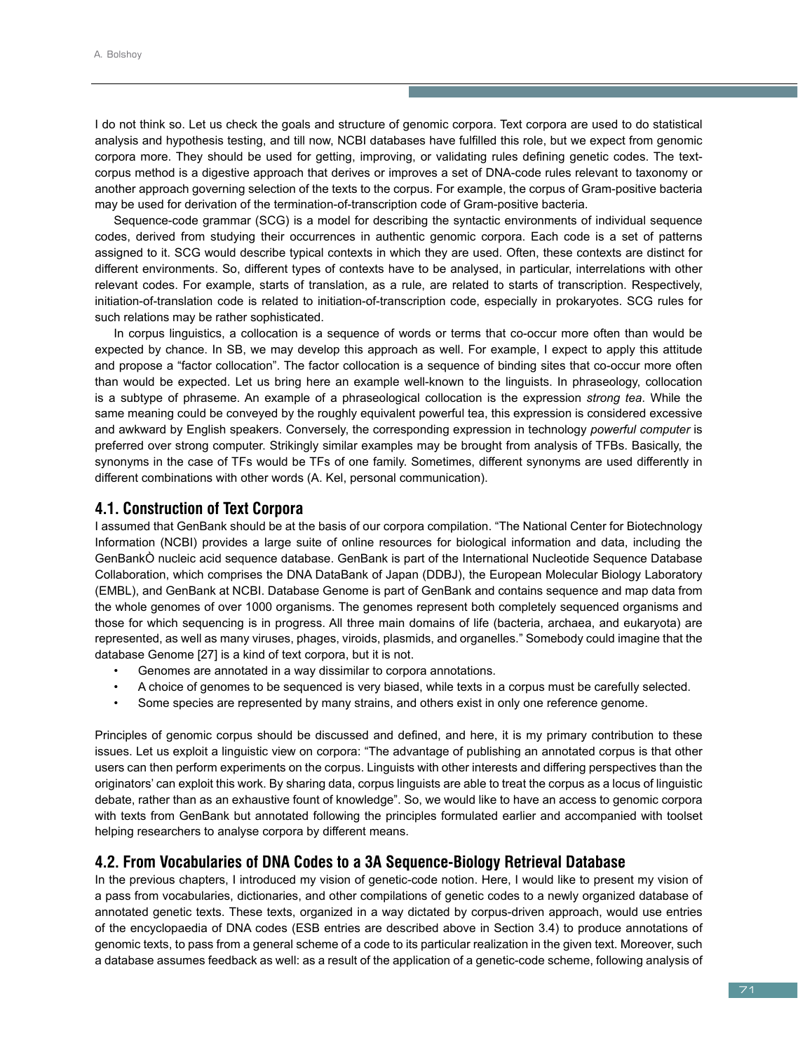I do not think so. Let us check the goals and structure of genomic corpora. Text corpora are used to do statistical analysis and hypothesis testing, and till now, NCBI databases have fulfilled this role, but we expect from genomic corpora more. They should be used for getting, improving, or validating rules defining genetic codes. The text-corpus method is a digestive approach that derives or improves a set of DNA-code rules relevant to taxonomy or another approach governing selection of the texts to the corpus. For example, the corpus of Gram-positive bacteria may be used for derivation of the termination-of-transcription code of Gram-positive bacteria.

Sequence-code grammar (SCG) is a model for describing the syntactic environments of individual sequence codes, derived from studying their occurrences in authentic genomic corpora. Each code is a set of patterns assigned to it. SCG would describe typical contexts in which they are used. Often, these contexts are distinct for different environments. So, different types of contexts have to be analysed, in particular, interrelations with other relevant codes. For example, starts of translation, as a rule, are related to starts of transcription. Respectively, initiation-of-translation code is related to initiation-of-transcription code, especially in prokaryotes. SCG rules for such relations may be rather sophisticated.

In corpus linguistics, a collocation is a sequence of words or terms that co-occur more often than would be expected by chance. In SB, we may develop this approach as well. For example, I expect to apply this attitude and propose a “factor collocation”. The factor collocation is a sequence of binding sites that co-occur more often than would be expected. Let us bring here an example well-known to the linguists. In phraseology, collocation is a subtype of phraseme. An example of a phraseological collocation is the expression *strong tea*. While the same meaning could be conveyed by the roughly equivalent powerful tea, this expression is considered excessive and awkward by English speakers. Conversely, the corresponding expression in technology *powerful computer* is preferred over strong computer. Strikingly similar examples may be brought from analysis of TFBs. Basically, the synonyms in the case of TFs would be TFs of one family. Sometimes, different synonyms are used differently in different combinations with other words (A. Kel, personal communication).

## 4.1. Construction of Text Corpora

I assumed that GenBank should be at the basis of our corpora compilation. “The National Center for Biotechnology Information (NCBI) provides a large suite of online resources for biological information and data, including the GenBankÒ nucleic acid sequence database. GenBank is part of the International Nucleotide Sequence Database Collaboration, which comprises the DNA DataBank of Japan (DDBJ), the European Molecular Biology Laboratory (EMBL), and GenBank at NCBI. Database Genome is part of GenBank and contains sequence and map data from the whole genomes of over 1000 organisms. The genomes represent both completely sequenced organisms and those for which sequencing is in progress. All three main domains of life (bacteria, archaea, and eukaryota) are represented, as well as many viruses, phages, viroids, plasmids, and organelles.” Somebody could imagine that the database Genome [27] is a kind of text corpora, but it is not.

- Genomes are annotated in a way dissimilar to corpora annotations.
- A choice of genomes to be sequenced is very biased, while texts in a corpus must be carefully selected.
- Some species are represented by many strains, and others exist in only one reference genome.

Principles of genomic corpus should be discussed and defined, and here, it is my primary contribution to these issues. Let us exploit a linguistic view on corpora: “The advantage of publishing an annotated corpus is that other users can then perform experiments on the corpus. Linguists with other interests and differing perspectives than the originators’ can exploit this work. By sharing data, corpus linguists are able to treat the corpus as a locus of linguistic debate, rather than as an exhaustive fount of knowledge”. So, we would like to have an access to genomic corpora with texts from GenBank but annotated following the principles formulated earlier and accompanied with toolset helping researchers to analyse corpora by different means.

## 4.2. From Vocabularies of DNA Codes to a 3A Sequence-Biology Retrieval Database

In the previous chapters, I introduced my vision of genetic-code notion. Here, I would like to present my vision of a pass from vocabularies, dictionaries, and other compilations of genetic codes to a newly organized database of annotated genetic texts. These texts, organized in a way dictated by corpus-driven approach, would use entries of the encyclopaedia of DNA codes (ESB entries are described above in Section 3.4) to produce annotations of genomic texts, to pass from a general scheme of a code to its particular realization in the given text. Moreover, such a database assumes feedback as well: as a result of the application of a genetic-code scheme, following analysis of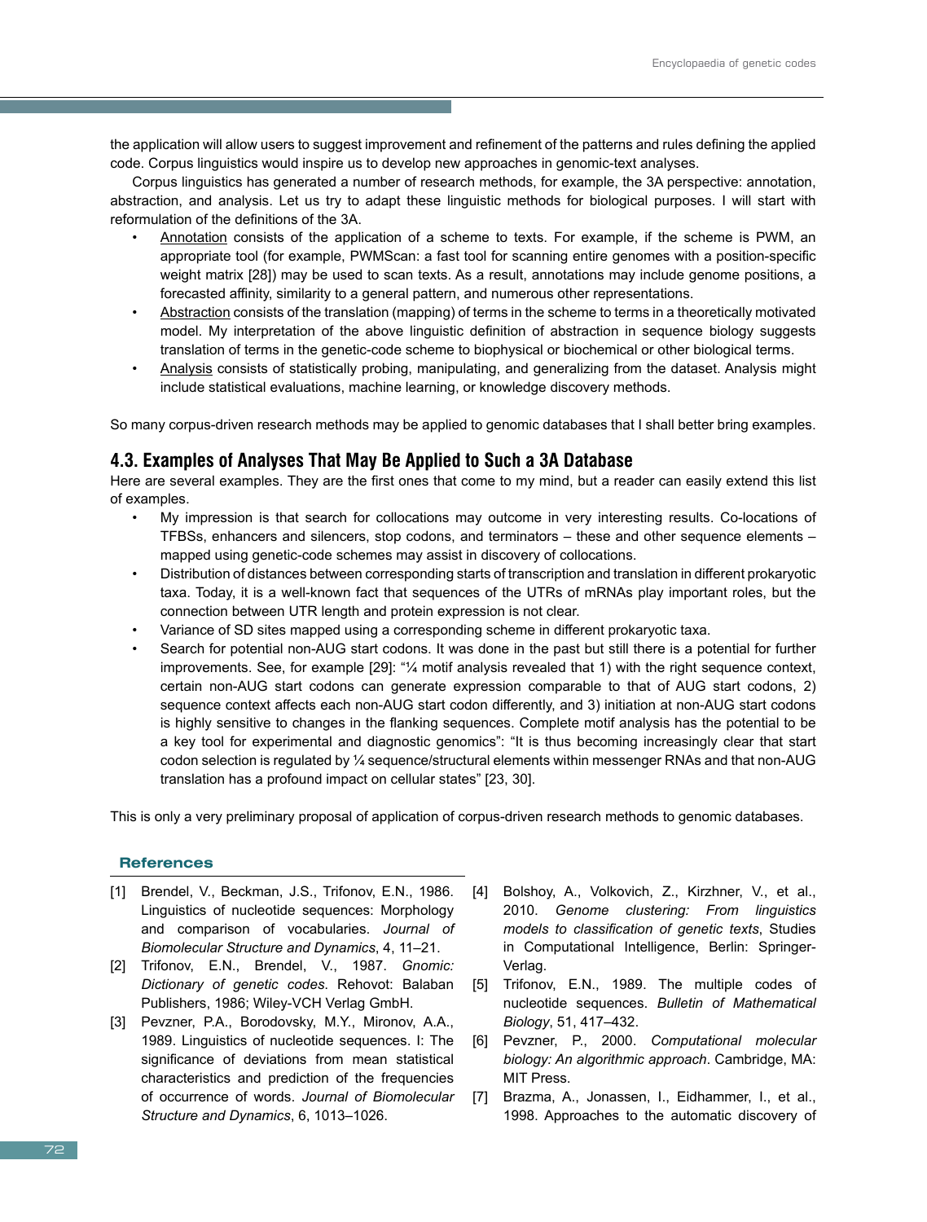the application will allow users to suggest improvement and refinement of the patterns and rules defining the applied code. Corpus linguistics would inspire us to develop new approaches in genomic-text analyses.

Corpus linguistics has generated a number of research methods, for example, the 3A perspective: annotation, abstraction, and analysis. Let us try to adapt these linguistic methods for biological purposes. I will start with reformulation of the definitions of the 3A.

- Annotation consists of the application of a scheme to texts. For example, if the scheme is PWM, an appropriate tool (for example, PWMScan: a fast tool for scanning entire genomes with a position-specific weight matrix [28]) may be used to scan texts. As a result, annotations may include genome positions, a forecasted affinity, similarity to a general pattern, and numerous other representations.
- Abstraction consists of the translation (mapping) of terms in the scheme to terms in a theoretically motivated model. My interpretation of the above linguistic definition of abstraction in sequence biology suggests translation of terms in the genetic-code scheme to biophysical or biochemical or other biological terms.
- Analysis consists of statistically probing, manipulating, and generalizing from the dataset. Analysis might include statistical evaluations, machine learning, or knowledge discovery methods.

So many corpus-driven research methods may be applied to genomic databases that I shall better bring examples.

### 4.3. Examples of Analyses That May Be Applied to Such a 3A Database

Here are several examples. They are the first ones that come to my mind, but a reader can easily extend this list of examples.

- My impression is that search for collocations may outcome in very interesting results. Co-locations of TFBSs, enhancers and silencers, stop codons, and terminators – these and other sequence elements – mapped using genetic-code schemes may assist in discovery of collocations.
- Distribution of distances between corresponding starts of transcription and translation in different prokaryotic taxa. Today, it is a well-known fact that sequences of the UTRs of mRNAs play important roles, but the connection between UTR length and protein expression is not clear.
- Variance of SD sites mapped using a corresponding scheme in different prokaryotic taxa.
- Search for potential non-AUG start codons. It was done in the past but still there is a potential for further improvements. See, for example [29]: "¼ motif analysis revealed that 1) with the right sequence context, certain non-AUG start codons can generate expression comparable to that of AUG start codons, 2) sequence context affects each non-AUG start codon differently, and 3) initiation at non-AUG start codons is highly sensitive to changes in the flanking sequences. Complete motif analysis has the potential to be a key tool for experimental and diagnostic genomics": "It is thus becoming increasingly clear that start codon selection is regulated by ¼ sequence/structural elements within messenger RNAs and that non-AUG translation has a profound impact on cellular states" [23, 30].

This is only a very preliminary proposal of application of corpus-driven research methods to genomic databases.

#### References

[1] Brendel, V., Beckman, J.S., Trifonov, E.N., 1986. Linguistics of nucleotide sequences: Morphology and comparison of vocabularies. *Journal of Biomolecular Structure and Dynamics*, 4, 11–21.

[2] Trifonov, E.N., Brendel, V., 1987. *Gnomic: Dictionary of genetic codes*. Rehovot: Balaban Publishers, 1986; Wiley-VCH Verlag GmbH.

[3] Pevzner, P.A., Borodovsky, M.Y., Mironov, A.A., 1989. Linguistics of nucleotide sequences. I: The significance of deviations from mean statistical characteristics and prediction of the frequencies of occurrence of words. *Journal of Biomolecular Structure and Dynamics*, 6, 1013–1026.

[4] Bolshoy, A., Volkovich, Z., Kirzhner, V., et al., 2010. *Genome clustering: From linguistics models to classification of genetic texts*, Studies in Computational Intelligence, Berlin: Springer-Verlag.

[5] Trifonov, E.N., 1989. The multiple codes of nucleotide sequences. *Bulletin of Mathematical Biology*, 51, 417–432.

[6] Pevzner, P., 2000. *Computational molecular biology: An algorithmic approach*. Cambridge, MA: MIT Press.

[7] Brazma, A., Jonassen, I., Eidhammer, I., et al., 1998. Approaches to the automatic discovery of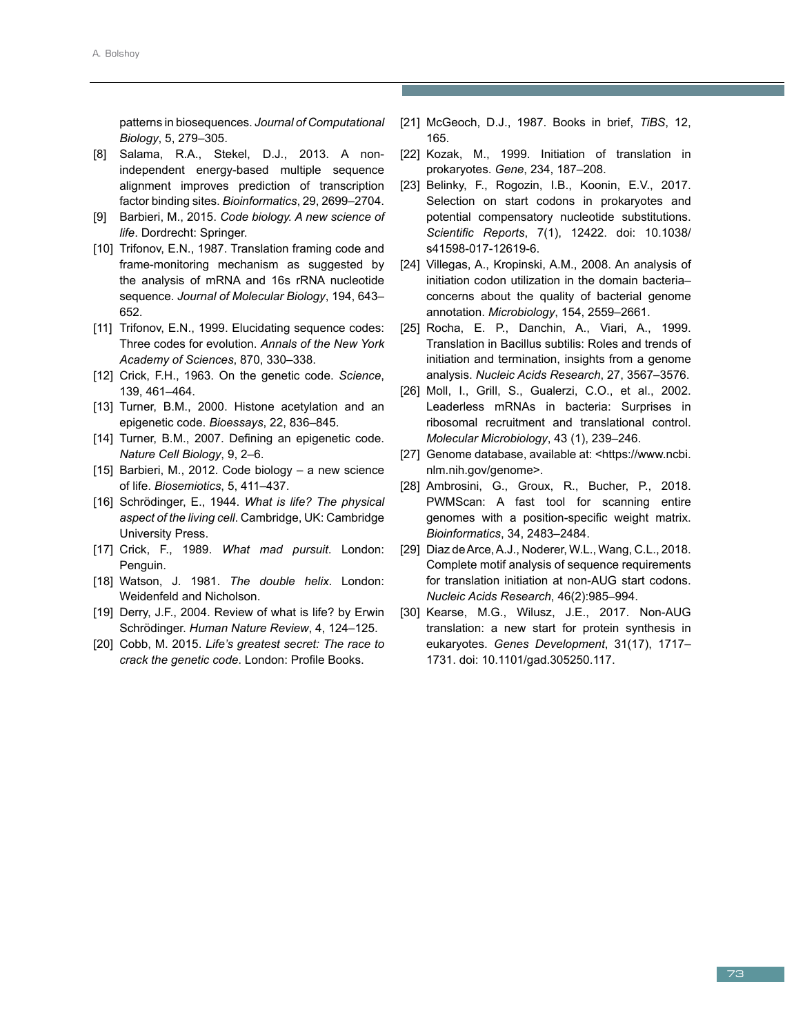patterns in biosequences. *Journal of Computational Biology*, 5, 279–305.

[8] Salama, R.A., Stekel, D.J., 2013. A non-independent energy-based multiple sequence alignment improves prediction of transcription factor binding sites. *Bioinformatics*, 29, 2699–2704.

[9] Barbieri, M., 2015. *Code biology. A new science of life*. Dordrecht: Springer.

[10] Trifonov, E.N., 1987. Translation framing code and frame-monitoring mechanism as suggested by the analysis of mRNA and 16s rRNA nucleotide sequence. *Journal of Molecular Biology*, 194, 643–652.

[11] Trifonov, E.N., 1999. Elucidating sequence codes: Three codes for evolution. *Annals of the New York Academy of Sciences*, 870, 330–338.

[12] Crick, F.H., 1963. On the genetic code. *Science*, 139, 461–464.

[13] Turner, B.M., 2000. Histone acetylation and an epigenetic code. *Bioessays*, 22, 836–845.

[14] Turner, B.M., 2007. Defining an epigenetic code. *Nature Cell Biology*, 9, 2–6.

[15] Barbieri, M., 2012. Code biology – a new science of life. *Biosemiotics*, 5, 411–437.

[16] Schrödinger, E., 1944. *What is life? The physical aspect of the living cell*. Cambridge, UK: Cambridge University Press.

[17] Crick, F., 1989. *What mad pursuit*. London: Penguin.

[18] Watson, J. 1981. *The double helix*. London: Weidenfeld and Nicholson.

[19] Derry, J.F., 2004. Review of what is life? by Erwin Schrödinger. *Human Nature Review*, 4, 124–125.

[20] Cobb, M. 2015. *Life's greatest secret: The race to crack the genetic code*. London: Profile Books.

[21] McGeoch, D.J., 1987. Books in brief, *TiBS*, 12, 165.

[22] Kozak, M., 1999. Initiation of translation in prokaryotes. *Gene*, 234, 187–208.

[23] Belinky, F., Rogozin, I.B., Koonin, E.V., 2017. Selection on start codons in prokaryotes and potential compensatory nucleotide substitutions. *Scientific Reports*, 7(1), 12422. doi: 10.1038/s41598-017-12619-6.

[24] Villegas, A., Kropinski, A.M., 2008. An analysis of initiation codon utilization in the domain bacteria–concerns about the quality of bacterial genome annotation. *Microbiology*, 154, 2559–2661.

[25] Rocha, E. P., Danchin, A., Viari, A., 1999. Translation in Bacillus subtilis: Roles and trends of initiation and termination, insights from a genome analysis. *Nucleic Acids Research*, 27, 3567–3576.

[26] Moll, I., Grill, S., Gualerzi, C.O., et al., 2002. Leaderless mRNAs in bacteria: Surprises in ribosomal recruitment and translational control. *Molecular Microbiology*, 43 (1), 239–246.

[27] Genome database, available at: <https://www.ncbi.nlm.nih.gov/genome>.

[28] Ambrosini, G., Groux, R., Bucher, P., 2018. PWMScan: A fast tool for scanning entire genomes with a position-specific weight matrix. *Bioinformatics*, 34, 2483–2484.

[29] Diaz de Arce, A.J., Noderer, W.L., Wang, C.L., 2018. Complete motif analysis of sequence requirements for translation initiation at non-AUG start codons. *Nucleic Acids Research*, 46(2):985–994.

[30] Kearse, M.G., Wilusz, J.E., 2017. Non-AUG translation: a new start for protein synthesis in eukaryotes. *Genes Development*, 31(17), 1717–1731. doi: 10.1101/gad.305250.117.